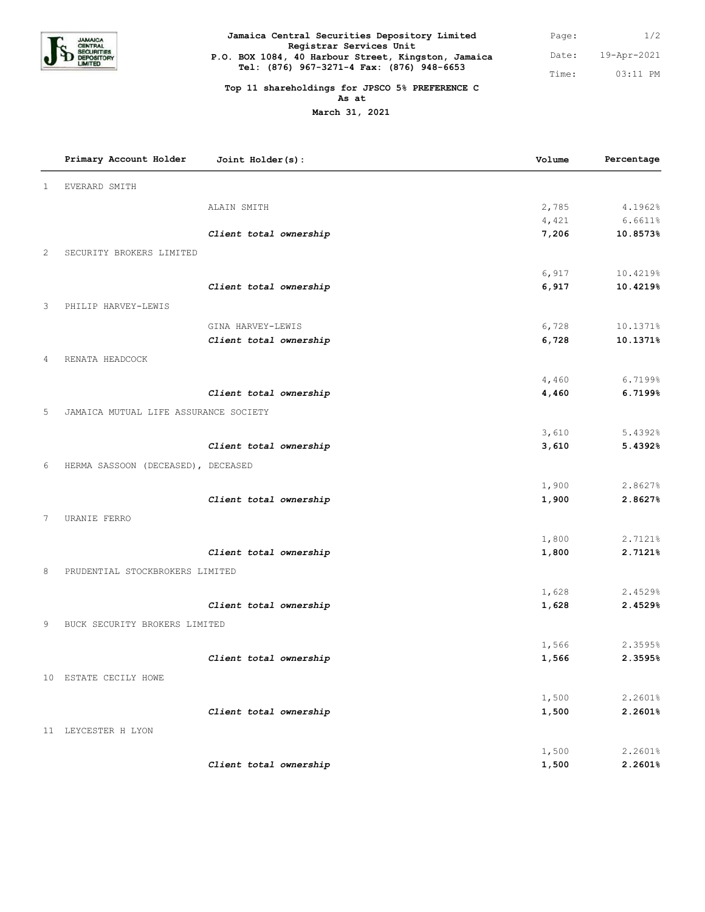**Jamaica Central Securities Depository Limited**
**Registrar Services Unit**
**P.O. BOX 1084, 40 Harbour Street, Kingston, Jamaica**
**Tel: (876) 967-3271-4 Fax: (876) 948-6653**

Date: 19-Apr-2021
Time: 03:11 PM

## Top 11 shareholdings for JPSCO 5% PREFERENCE C
**As at**
**March 31, 2021**

| | Primary Account Holder | Joint Holder(s): | Volume | Percentage |
|---|---|---|---|---|
| 1 | EVERARD SMITH | | | |
| | | ALAIN SMITH | 2,785 | 4.1962% |
| | | | 4,421 | 6.6611% |
| | | ***Client total ownership*** | **7,206** | **10.8573%** |
| 2 | SECURITY BROKERS LIMITED | | | |
| | | | 6,917 | 10.4219% |
| | | ***Client total ownership*** | **6,917** | **10.4219%** |
| 3 | PHILIP HARVEY-LEWIS | | | |
| | | GINA HARVEY-LEWIS | 6,728 | 10.1371% |
| | | ***Client total ownership*** | **6,728** | **10.1371%** |
| 4 | RENATA HEADCOCK | | | |
| | | | 4,460 | 6.7199% |
| | | ***Client total ownership*** | **4,460** | **6.7199%** |
| 5 | JAMAICA MUTUAL LIFE ASSURANCE SOCIETY | | | |
| | | | 3,610 | 5.4392% |
| | | ***Client total ownership*** | **3,610** | **5.4392%** |
| 6 | HERMA SASSOON (DECEASED), DECEASED | | | |
| | | | 1,900 | 2.8627% |
| | | ***Client total ownership*** | **1,900** | **2.8627%** |
| 7 | URANIE FERRO | | | |
| | | | 1,800 | 2.7121% |
| | | ***Client total ownership*** | **1,800** | **2.7121%** |
| 8 | PRUDENTIAL STOCKBROKERS LIMITED | | | |
| | | | 1,628 | 2.4529% |
| | | ***Client total ownership*** | **1,628** | **2.4529%** |
| 9 | BUCK SECURITY BROKERS LIMITED | | | |
| | | | 1,566 | 2.3595% |
| | | ***Client total ownership*** | **1,566** | **2.3595%** |
| 10 | ESTATE CECILY HOWE | | | |
| | | | 1,500 | 2.2601% |
| | | ***Client total ownership*** | **1,500** | **2.2601%** |
| 11 | LEYCESTER H LYON | | | |
| | | | 1,500 | 2.2601% |
| | | ***Client total ownership*** | **1,500** | **2.2601%** |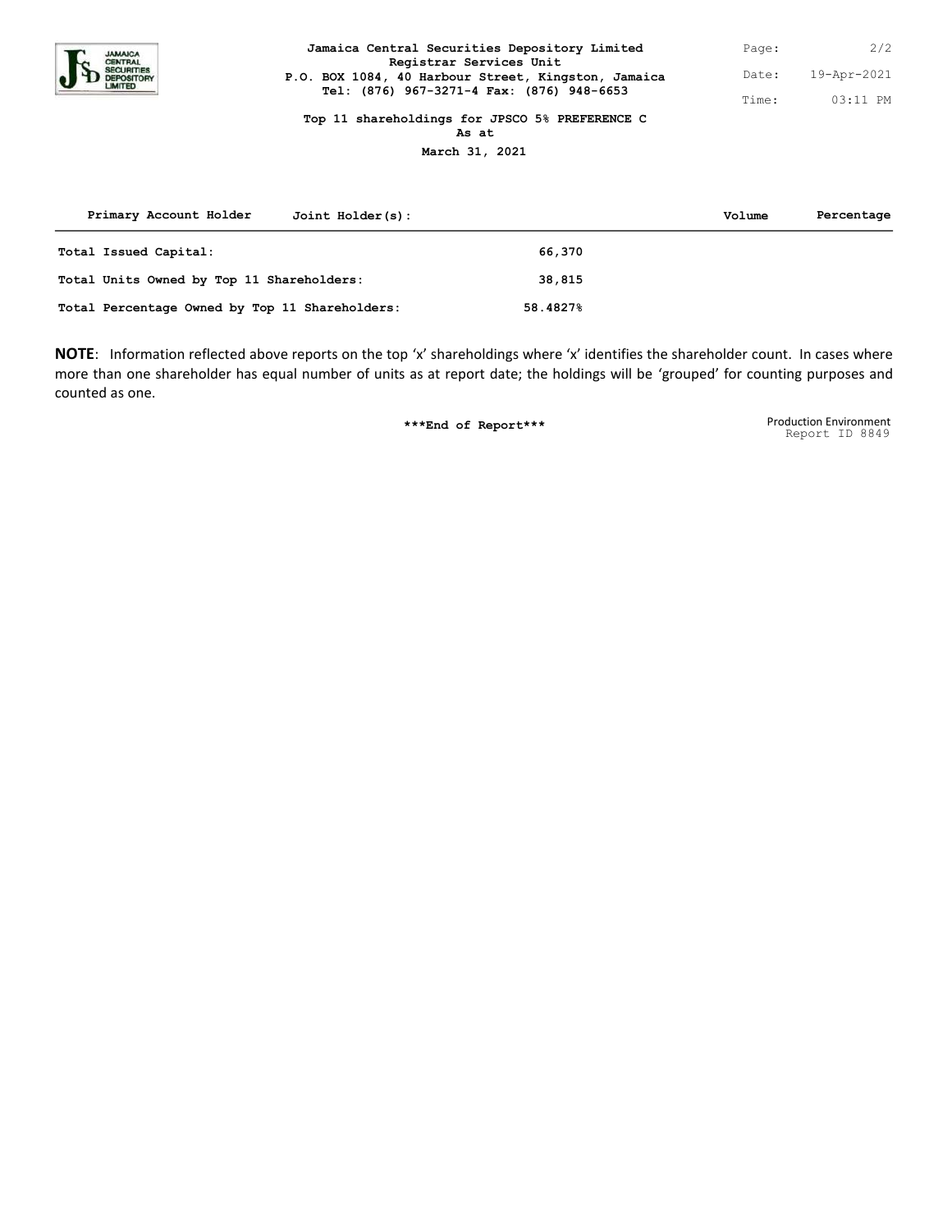**Jamaica Central Securities Depository Limited**
**Registrar Services Unit**
**P.O. BOX 1084, 40 Harbour Street, Kingston, Jamaica**
**Tel: (876) 967-3271-4 Fax: (876) 948-6653**

Date: 19-Apr-2021
Time: 03:11 PM

**Top 11 shareholdings for JPSCO 5% PREFERENCE C**
**As at**
**March 31, 2021**

| Primary Account Holder | Joint Holder(s): | Volume | Percentage |
|---|---|---|---|

| | |
|---|---|
| **Total Issued Capital:** | **66,370** |
| **Total Units Owned by Top 11 Shareholders:** | **38,815** |
| **Total Percentage Owned by Top 11 Shareholders:** | **58.4827%** |

**NOTE**: Information reflected above reports on the top 'x' shareholdings where 'x' identifies the shareholder count. In cases where more than one shareholder has equal number of units as at report date; the holdings will be 'grouped' for counting purposes and counted as one.

**\*\*\*End of Report\*\*\***

Production Environment
Report ID 8849